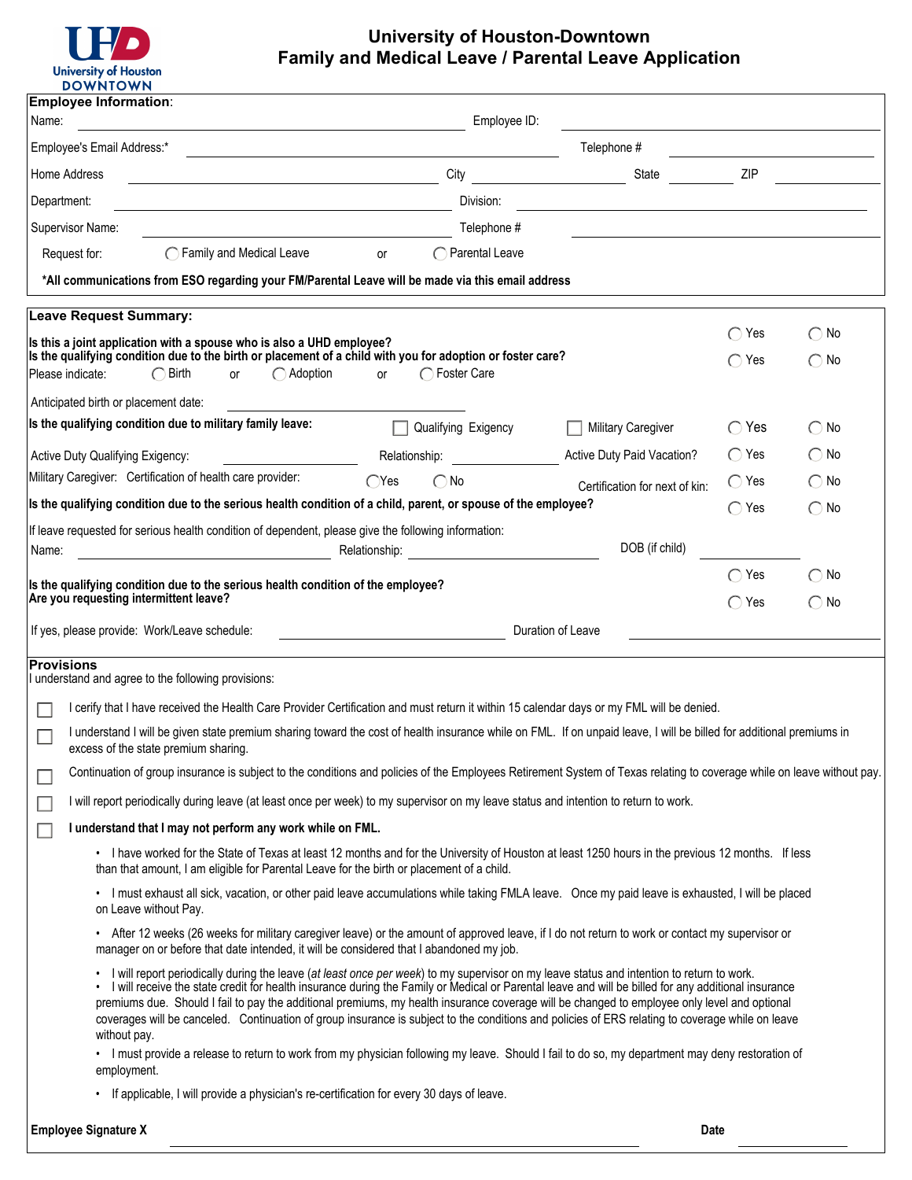# University of Houston-Downtown
# Family and Medical Leave / Parental Leave Application

**Employee Information**:

Name: ______________________ Employee ID: ______________________

Employee's Email Address:* ______________________ Telephone # ______________________

Home Address ______________________ City ____________ State ________ ZIP ________

Department: ______________________ Division: ______________________

Supervisor Name: ______________________ Telephone # ______________________

Request for: ◯ Family and Medical Leave or ◯ Parental Leave

**\*All communications from ESO regarding your FM/Parental Leave will be made via this email address**

**Leave Request Summary:**

**Is this a joint application with a spouse who is also a UHD employee?** ◯ Yes ◯ No

**Is the qualifying condition due to the birth or placement of a child with you for adoption or foster care?** ◯ Yes ◯ No

Please indicate: ◯ Birth or ◯ Adoption or ◯ Foster Care

Anticipated birth or placement date: ______________________

**Is the qualifying condition due to military family leave:** ☐ Qualifying Exigency ☐ Military Caregiver ◯ Yes ◯ No

Active Duty Qualifying Exigency: ______________ Relationship: ______________ Active Duty Paid Vacation? ◯ Yes ◯ No

Military Caregiver: Certification of health care provider: ◯ Yes ◯ No Certification for next of kin: ◯ Yes ◯ No

**Is the qualifying condition due to the serious health condition of a child, parent, or spouse of the employee?** ◯ Yes ◯ No

If leave requested for serious health condition of dependent, please give the following information:

Name: ______________________ Relationship: ______________________ DOB (if child) ______________

**Is the qualifying condition due to the serious health condition of the employee?** ◯ Yes ◯ No

**Are you requesting intermittent leave?** ◯ Yes ◯ No

If yes, please provide: Work/Leave schedule: ______________________ Duration of Leave ______________________

**Provisions**

I understand and agree to the following provisions:

- ☐ I certify that I have received the Health Care Provider Certification and must return it within 15 calendar days or my FML will be denied.
- ☐ I understand I will be given state premium sharing toward the cost of health insurance while on FML. If on unpaid leave, I will be billed for additional premiums in excess of the state premium sharing.
- ☐ Continuation of group insurance is subject to the conditions and policies of the Employees Retirement System of Texas relating to coverage while on leave without pay.
- ☐ I will report periodically during leave (at least once per week) to my supervisor on my leave status and intention to return to work.
- ☐ **I understand that I may not perform any work while on FML.**

- I have worked for the State of Texas at least 12 months and for the University of Houston at least 1250 hours in the previous 12 months. If less than that amount, I am eligible for Parental Leave for the birth or placement of a child.
- I must exhaust all sick, vacation, or other paid leave accumulations while taking FMLA leave. Once my paid leave is exhausted, I will be placed on Leave without Pay.
- After 12 weeks (26 weeks for military caregiver leave) or the amount of approved leave, if I do not return to work or contact my supervisor or manager on or before that date intended, it will be considered that I abandoned my job.
- I will report periodically during the leave (*at least once per week*) to my supervisor on my leave status and intention to return to work.
- I will receive the state credit for health insurance during the Family or Medical or Parental leave and will be billed for any additional insurance premiums due. Should I fail to pay the additional premiums, my health insurance coverage will be changed to employee only level and optional coverages will be canceled. Continuation of group insurance is subject to the conditions and policies of ERS relating to coverage while on leave without pay.
- I must provide a release to return to work from my physician following my leave. Should I fail to do so, my department may deny restoration of employment.
- If applicable, I will provide a physician's re-certification for every 30 days of leave.

**Employee Signature X** ______________________________ **Date** ______________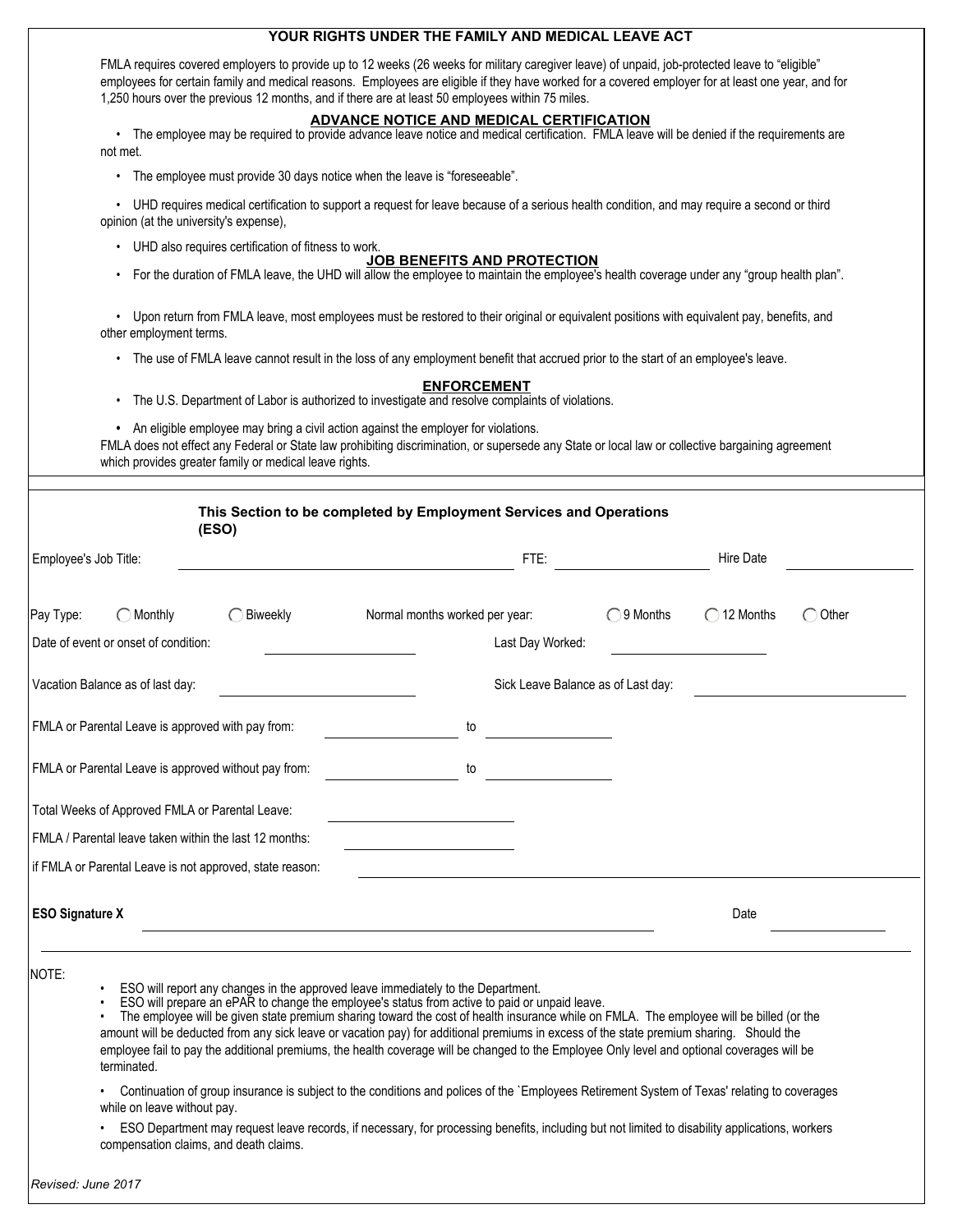## YOUR RIGHTS UNDER THE FAMILY AND MEDICAL LEAVE ACT

FMLA requires covered employers to provide up to 12 weeks (26 weeks for military caregiver leave) of unpaid, job-protected leave to "eligible" employees for certain family and medical reasons. Employees are eligible if they have worked for a covered employer for at least one year, and for 1,250 hours over the previous 12 months, and if there are at least 50 employees within 75 miles.

### ADVANCE NOTICE AND MEDICAL CERTIFICATION

- The employee may be required to provide advance leave notice and medical certification. FMLA leave will be denied if the requirements are not met.
- The employee must provide 30 days notice when the leave is "foreseeable".
- UHD requires medical certification to support a request for leave because of a serious health condition, and may require a second or third opinion (at the university's expense),
- UHD also requires certification of fitness to work.

### JOB BENEFITS AND PROTECTION

- For the duration of FMLA leave, the UHD will allow the employee to maintain the employee's health coverage under any "group health plan".
- Upon return from FMLA leave, most employees must be restored to their original or equivalent positions with equivalent pay, benefits, and other employment terms.
- The use of FMLA leave cannot result in the loss of any employment benefit that accrued prior to the start of an employee's leave.

### ENFORCEMENT

- The U.S. Department of Labor is authorized to investigate and resolve complaints of violations.
- An eligible employee may bring a civil action against the employer for violations.

FMLA does not effect any Federal or State law prohibiting discrimination, or supersede any State or local law or collective bargaining agreement which provides greater family or medical leave rights.

---

**This Section to be completed by Employment Services and Operations (ESO)**

Employee's Job Title: ____________________ FTE: ____________ Hire Date ____________

Pay Type: ◯ Monthly ◯ Biweekly   Normal months worked per year: ◯ 9 Months ◯ 12 Months ◯ Other

Date of event or onset of condition: ____________ Last Day Worked: ____________

Vacation Balance as of last day: ____________ Sick Leave Balance as of Last day: ____________

FMLA or Parental Leave is approved with pay from: ____________ to ____________

FMLA or Parental Leave is approved without pay from: ____________ to ____________

Total Weeks of Approved FMLA or Parental Leave: ____________

FMLA / Parental leave taken within the last 12 months: ____________

if FMLA or Parental Leave is not approved, state reason: ____________

**ESO Signature X** ____________________ Date ____________

NOTE:

- ESO will report any changes in the approved leave immediately to the Department.
- ESO will prepare an ePAR to change the employee's status from active to paid or unpaid leave.
- The employee will be given state premium sharing toward the cost of health insurance while on FMLA. The employee will be billed (or the amount will be deducted from any sick leave or vacation pay) for additional premiums in excess of the state premium sharing. Should the employee fail to pay the additional premiums, the health coverage will be changed to the Employee Only level and optional coverages will be terminated.
- Continuation of group insurance is subject to the conditions and polices of the `Employees Retirement System of Texas' relating to coverages while on leave without pay.
- ESO Department may request leave records, if necessary, for processing benefits, including but not limited to disability applications, workers compensation claims, and death claims.

*Revised: June 2017*